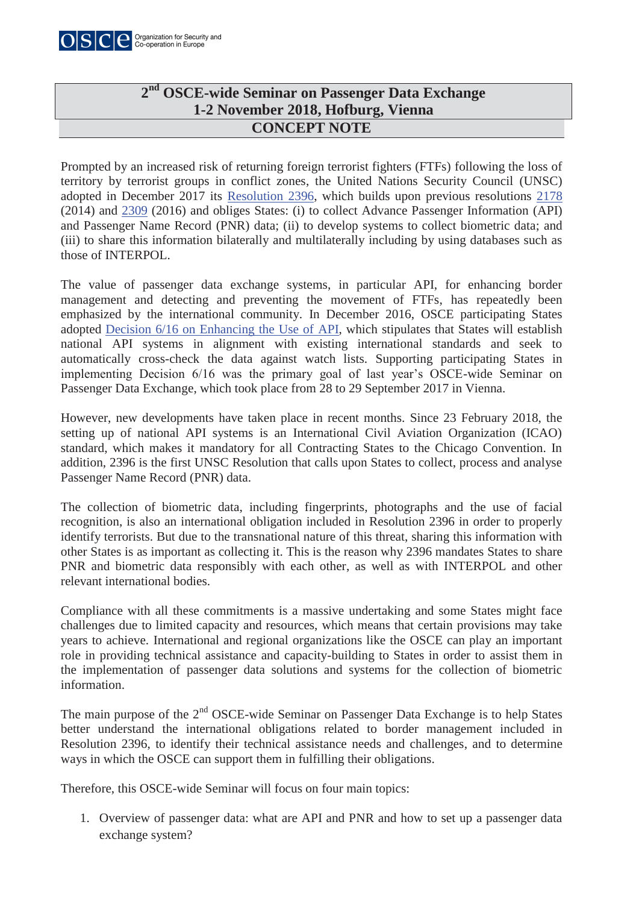# 2nd OSCE-wide Seminar on Passenger Data Exchange
## 1-2 November 2018, Hofburg, Vienna
## CONCEPT NOTE

Prompted by an increased risk of returning foreign terrorist fighters (FTFs) following the loss of territory by terrorist groups in conflict zones, the United Nations Security Council (UNSC) adopted in December 2017 its Resolution 2396, which builds upon previous resolutions 2178 (2014) and 2309 (2016) and obliges States: (i) to collect Advance Passenger Information (API) and Passenger Name Record (PNR) data; (ii) to develop systems to collect biometric data; and (iii) to share this information bilaterally and multilaterally including by using databases such as those of INTERPOL.

The value of passenger data exchange systems, in particular API, for enhancing border management and detecting and preventing the movement of FTFs, has repeatedly been emphasized by the international community. In December 2016, OSCE participating States adopted Decision 6/16 on Enhancing the Use of API, which stipulates that States will establish national API systems in alignment with existing international standards and seek to automatically cross-check the data against watch lists. Supporting participating States in implementing Decision 6/16 was the primary goal of last year's OSCE-wide Seminar on Passenger Data Exchange, which took place from 28 to 29 September 2017 in Vienna.

However, new developments have taken place in recent months. Since 23 February 2018, the setting up of national API systems is an International Civil Aviation Organization (ICAO) standard, which makes it mandatory for all Contracting States to the Chicago Convention. In addition, 2396 is the first UNSC Resolution that calls upon States to collect, process and analyse Passenger Name Record (PNR) data.

The collection of biometric data, including fingerprints, photographs and the use of facial recognition, is also an international obligation included in Resolution 2396 in order to properly identify terrorists. But due to the transnational nature of this threat, sharing this information with other States is as important as collecting it. This is the reason why 2396 mandates States to share PNR and biometric data responsibly with each other, as well as with INTERPOL and other relevant international bodies.

Compliance with all these commitments is a massive undertaking and some States might face challenges due to limited capacity and resources, which means that certain provisions may take years to achieve. International and regional organizations like the OSCE can play an important role in providing technical assistance and capacity-building to States in order to assist them in the implementation of passenger data solutions and systems for the collection of biometric information.

The main purpose of the 2nd OSCE-wide Seminar on Passenger Data Exchange is to help States better understand the international obligations related to border management included in Resolution 2396, to identify their technical assistance needs and challenges, and to determine ways in which the OSCE can support them in fulfilling their obligations.

Therefore, this OSCE-wide Seminar will focus on four main topics:

1. Overview of passenger data: what are API and PNR and how to set up a passenger data exchange system?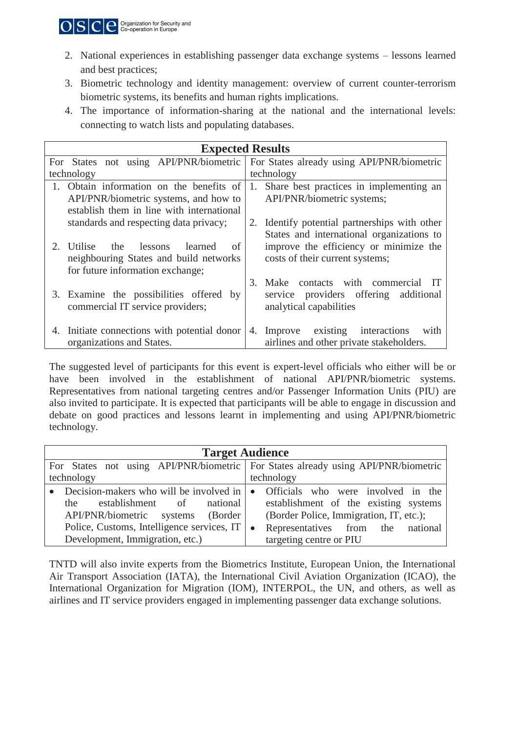2. National experiences in establishing passenger data exchange systems – lessons learned and best practices;
3. Biometric technology and identity management: overview of current counter-terrorism biometric systems, its benefits and human rights implications.
4. The importance of information-sharing at the national and the international levels: connecting to watch lists and populating databases.

| **Expected Results** | |
|---|---|
| For States not using API/PNR/biometric technology | For States already using API/PNR/biometric technology |
| 1. Obtain information on the benefits of API/PNR/biometric systems, and how to establish them in line with international standards and respecting data privacy;<br><br>2. Utilise the lessons learned of neighbouring States and build networks for future information exchange;<br><br>3. Examine the possibilities offered by commercial IT service providers;<br><br>4. Initiate connections with potential donor organizations and States. | 1. Share best practices in implementing an API/PNR/biometric systems;<br><br>2. Identify potential partnerships with other States and international organizations to improve the efficiency or minimize the costs of their current systems;<br><br>3. Make contacts with commercial IT service providers offering additional analytical capabilities<br><br>4. Improve existing interactions with airlines and other private stakeholders. |

The suggested level of participants for this event is expert-level officials who either will be or have been involved in the establishment of national API/PNR/biometric systems. Representatives from national targeting centres and/or Passenger Information Units (PIU) are also invited to participate. It is expected that participants will be able to engage in discussion and debate on good practices and lessons learnt in implementing and using API/PNR/biometric technology.

| **Target Audience** | |
|---|---|
| For States not using API/PNR/biometric technology | For States already using API/PNR/biometric technology |
| • Decision-makers who will be involved in the establishment of national API/PNR/biometric systems (Border Police, Customs, Intelligence services, IT Development, Immigration, etc.) | • Officials who were involved in the establishment of the existing systems (Border Police, Immigration, IT, etc.);<br>• Representatives from the national targeting centre or PIU |

TNTD will also invite experts from the Biometrics Institute, European Union, the International Air Transport Association (IATA), the International Civil Aviation Organization (ICAO), the International Organization for Migration (IOM), INTERPOL, the UN, and others, as well as airlines and IT service providers engaged in implementing passenger data exchange solutions.